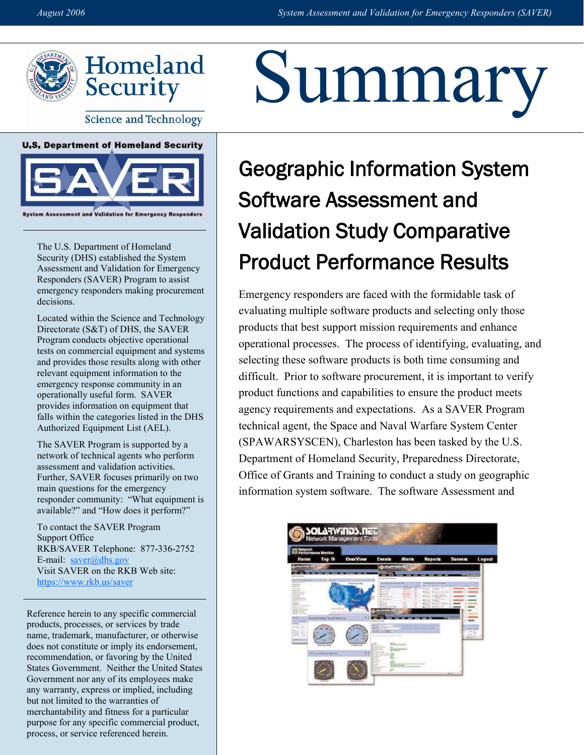# Summary

# Geographic Information System Software Assessment and Validation Study Comparative Product Performance Results

Emergency responders are faced with the formidable task of evaluating multiple software products and selecting only those products that best support mission requirements and enhance operational processes. The process of identifying, evaluating, and selecting these software products is both time consuming and difficult. Prior to software procurement, it is important to verify product functions and capabilities to ensure the product meets agency requirements and expectations. As a SAVER Program technical agent, the Space and Naval Warfare System Center (SPAWARSYSCEN), Charleston has been tasked by the U.S. Department of Homeland Security, Preparedness Directorate, Office of Grants and Training to conduct a study on geographic information system software. The software Assessment and

---

**U.S. Department of Homeland Security**

**SAVER**

**System Assessment and Validation for Emergency Responders**

The U.S. Department of Homeland Security (DHS) established the System Assessment and Validation for Emergency Responders (SAVER) Program to assist emergency responders making procurement decisions.

Located within the Science and Technology Directorate (S&T) of DHS, the SAVER Program conducts objective operational tests on commercial equipment and systems and provides those results along with other relevant equipment information to the emergency response community in an operationally useful form. SAVER provides information on equipment that falls within the categories listed in the DHS Authorized Equipment List (AEL).

The SAVER Program is supported by a network of technical agents who perform assessment and validation activities. Further, SAVER focuses primarily on two main questions for the emergency responder community: "What equipment is available?" and "How does it perform?"

To contact the SAVER Program Support Office
RKB/SAVER Telephone: 877-336-2752
E-mail: saver@dhs.gov
Visit SAVER on the RKB Web site: https://www.rkb.us/saver

Reference herein to any specific commercial products, processes, or services by trade name, trademark, manufacturer, or otherwise does not constitute or imply its endorsement, recommendation, or favoring by the United States Government. Neither the United States Government nor any of its employees make any warranty, express or implied, including but not limited to the warranties of merchantability and fitness for a particular purpose for any specific commercial product, process, or service referenced herein.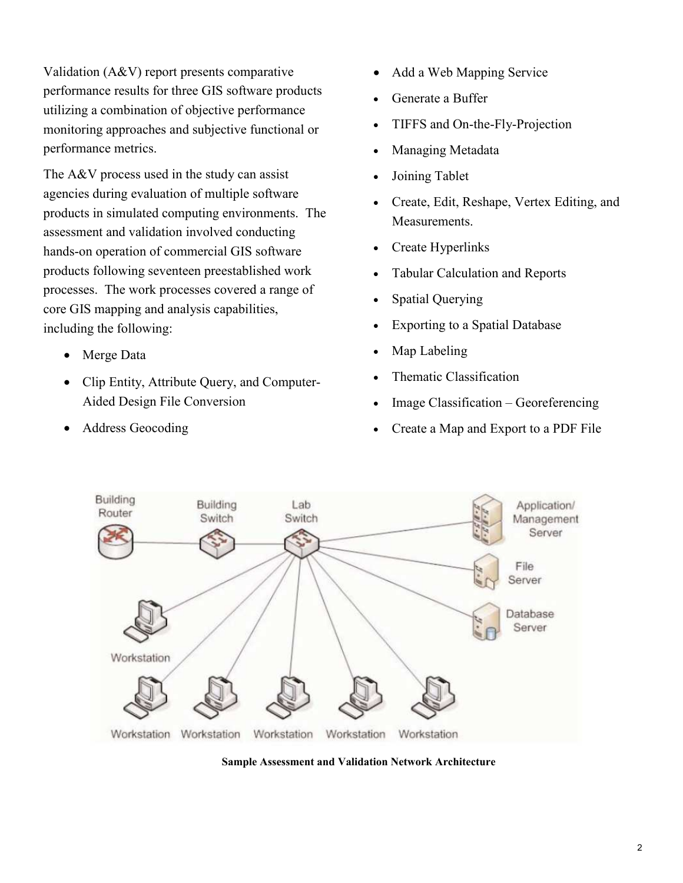Validation (A&V) report presents comparative performance results for three GIS software products utilizing a combination of objective performance monitoring approaches and subjective functional or performance metrics.

The A&V process used in the study can assist agencies during evaluation of multiple software products in simulated computing environments. The assessment and validation involved conducting hands-on operation of commercial GIS software products following seventeen preestablished work processes. The work processes covered a range of core GIS mapping and analysis capabilities, including the following:

- Merge Data
- Clip Entity, Attribute Query, and Computer-Aided Design File Conversion
- Address Geocoding
- Add a Web Mapping Service
- Generate a Buffer
- TIFFS and On-the-Fly-Projection
- Managing Metadata
- Joining Tablet
- Create, Edit, Reshape, Vertex Editing, and Measurements.
- Create Hyperlinks
- Tabular Calculation and Reports
- Spatial Querying
- Exporting to a Spatial Database
- Map Labeling
- Thematic Classification
- Image Classification – Georeferencing
- Create a Map and Export to a PDF File

**Sample Assessment and Validation Network Architecture**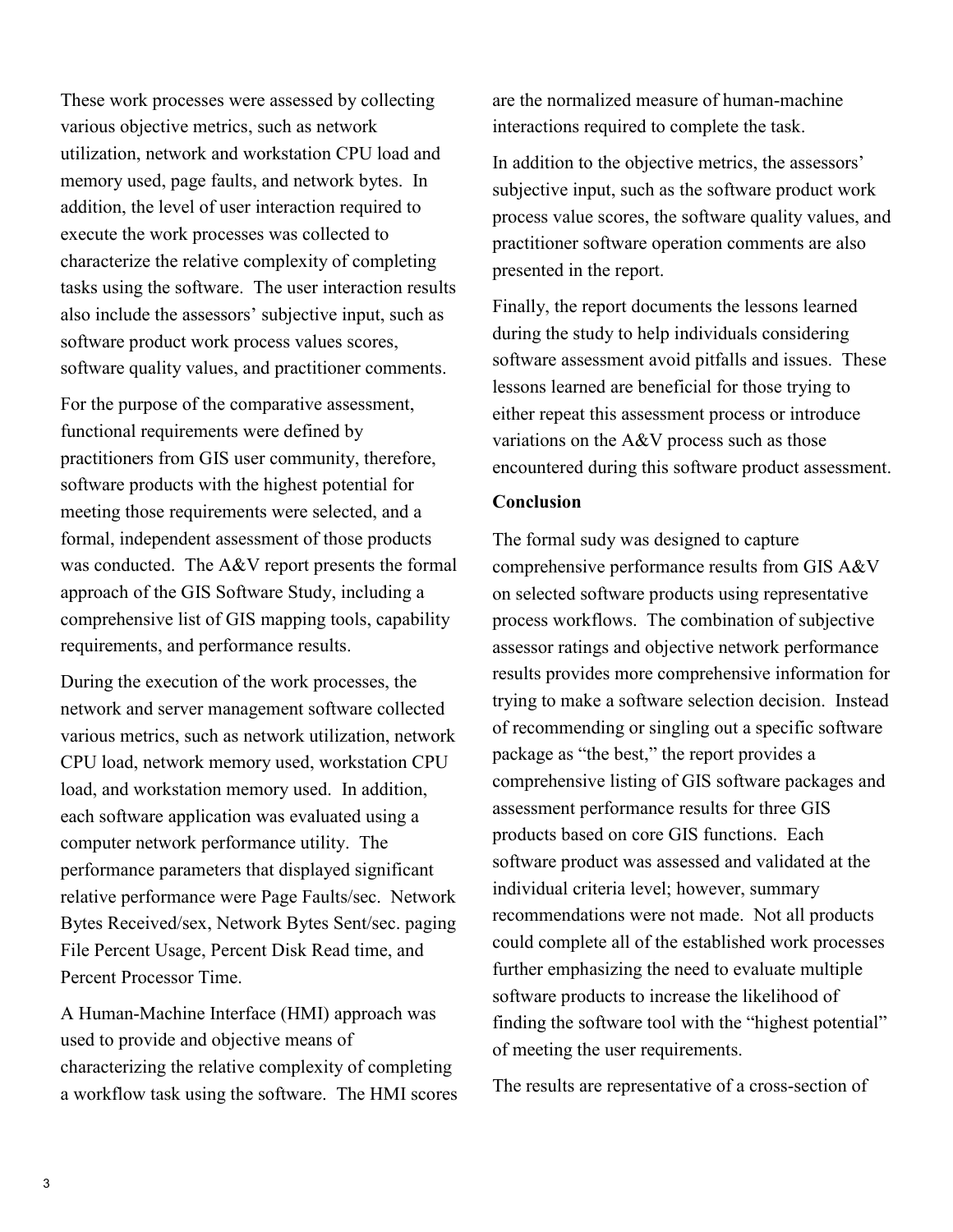These work processes were assessed by collecting various objective metrics, such as network utilization, network and workstation CPU load and memory used, page faults, and network bytes. In addition, the level of user interaction required to execute the work processes was collected to characterize the relative complexity of completing tasks using the software. The user interaction results also include the assessors' subjective input, such as software product work process values scores, software quality values, and practitioner comments.

For the purpose of the comparative assessment, functional requirements were defined by practitioners from GIS user community, therefore, software products with the highest potential for meeting those requirements were selected, and a formal, independent assessment of those products was conducted. The A&V report presents the formal approach of the GIS Software Study, including a comprehensive list of GIS mapping tools, capability requirements, and performance results.

During the execution of the work processes, the network and server management software collected various metrics, such as network utilization, network CPU load, network memory used, workstation CPU load, and workstation memory used. In addition, each software application was evaluated using a computer network performance utility. The performance parameters that displayed significant relative performance were Page Faults/sec. Network Bytes Received/sex, Network Bytes Sent/sec. paging File Percent Usage, Percent Disk Read time, and Percent Processor Time.

A Human-Machine Interface (HMI) approach was used to provide and objective means of characterizing the relative complexity of completing a workflow task using the software. The HMI scores are the normalized measure of human-machine interactions required to complete the task.

In addition to the objective metrics, the assessors' subjective input, such as the software product work process value scores, the software quality values, and practitioner software operation comments are also presented in the report.

Finally, the report documents the lessons learned during the study to help individuals considering software assessment avoid pitfalls and issues. These lessons learned are beneficial for those trying to either repeat this assessment process or introduce variations on the A&V process such as those encountered during this software product assessment.

**Conclusion**

The formal sudy was designed to capture comprehensive performance results from GIS A&V on selected software products using representative process workflows. The combination of subjective assessor ratings and objective network performance results provides more comprehensive information for trying to make a software selection decision. Instead of recommending or singling out a specific software package as "the best," the report provides a comprehensive listing of GIS software packages and assessment performance results for three GIS products based on core GIS functions. Each software product was assessed and validated at the individual criteria level; however, summary recommendations were not made. Not all products could complete all of the established work processes further emphasizing the need to evaluate multiple software products to increase the likelihood of finding the software tool with the "highest potential" of meeting the user requirements.

The results are representative of a cross-section of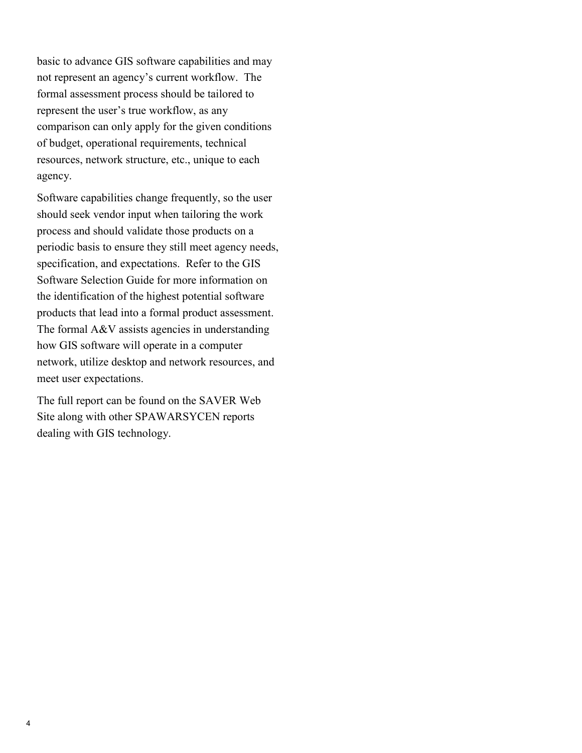basic to advance GIS software capabilities and may not represent an agency's current workflow. The formal assessment process should be tailored to represent the user's true workflow, as any comparison can only apply for the given conditions of budget, operational requirements, technical resources, network structure, etc., unique to each agency.

Software capabilities change frequently, so the user should seek vendor input when tailoring the work process and should validate those products on a periodic basis to ensure they still meet agency needs, specification, and expectations. Refer to the GIS Software Selection Guide for more information on the identification of the highest potential software products that lead into a formal product assessment. The formal A&V assists agencies in understanding how GIS software will operate in a computer network, utilize desktop and network resources, and meet user expectations.

The full report can be found on the SAVER Web Site along with other SPAWARSYCEN reports dealing with GIS technology.